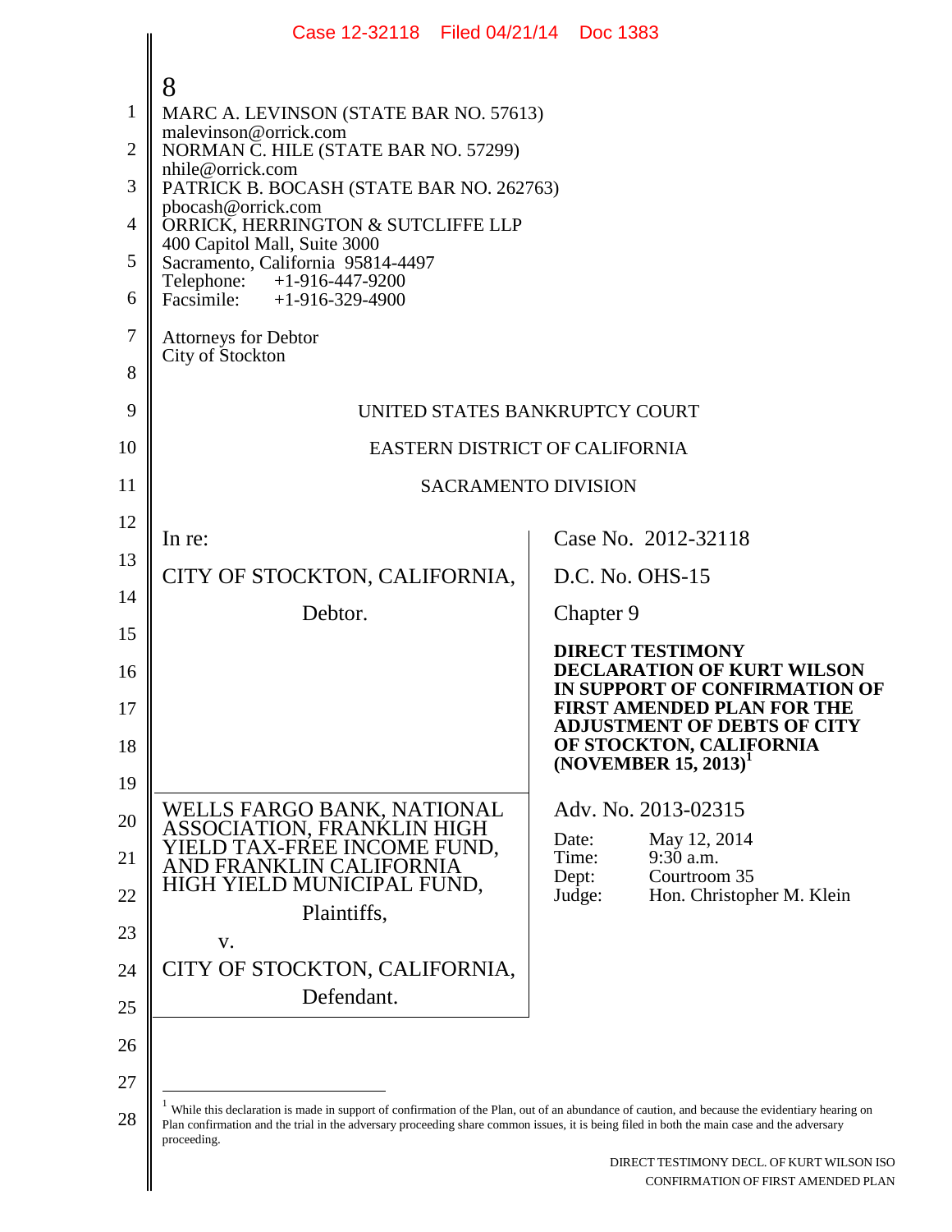MARC A. LEVINSON (STATE BAR NO. 57613)
malevinson@orrick.com
NORMAN C. HILE (STATE BAR NO. 57299)
nhile@orrick.com
PATRICK B. BOCASH (STATE BAR NO. 262763)
pbocash@orrick.com
ORRICK, HERRINGTON & SUTCLIFFE LLP
400 Capitol Mall, Suite 3000
Sacramento, California 95814-4497
Telephone: +1-916-447-9200
Facsimile: +1-916-329-4900

Attorneys for Debtor
City of Stockton

UNITED STATES BANKRUPTCY COURT

EASTERN DISTRICT OF CALIFORNIA

SACRAMENTO DIVISION

| | |
|---|---|
| In re:<br><br>CITY OF STOCKTON, CALIFORNIA,<br><br>Debtor. | Case No. 2012-32118<br><br>D.C. No. OHS-15<br><br>Chapter 9<br><br>**DIRECT TESTIMONY DECLARATION OF KURT WILSON IN SUPPORT OF CONFIRMATION OF FIRST AMENDED PLAN FOR THE ADJUSTMENT OF DEBTS OF CITY OF STOCKTON, CALIFORNIA (NOVEMBER 15, 2013)**[1] |
| WELLS FARGO BANK, NATIONAL ASSOCIATION, FRANKLIN HIGH YIELD TAX-FREE INCOME FUND, AND FRANKLIN CALIFORNIA HIGH YIELD MUNICIPAL FUND,<br><br>Plaintiffs,<br><br>v.<br><br>CITY OF STOCKTON, CALIFORNIA,<br><br>Defendant. | Adv. No. 2013-02315<br><br>Date: May 12, 2014<br>Time: 9:30 a.m.<br>Dept: Courtroom 35<br>Judge: Hon. Christopher M. Klein |

[1] While this declaration is made in support of confirmation of the Plan, out of an abundance of caution, and because the evidentiary hearing on Plan confirmation and the trial in the adversary proceeding share common issues, it is being filed in both the main case and the adversary proceeding.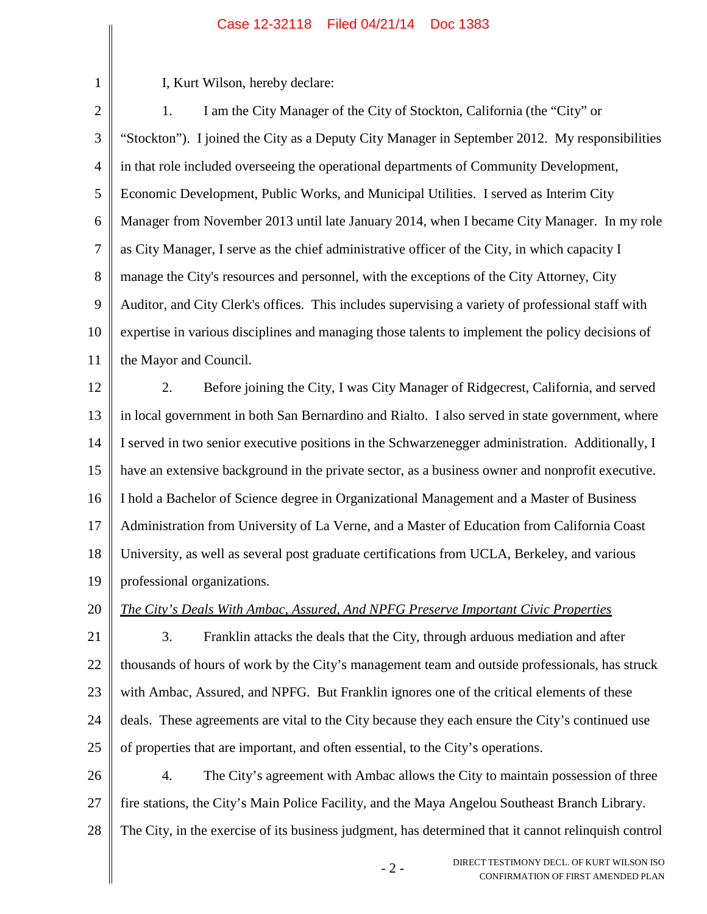I, Kurt Wilson, hereby declare:

1. I am the City Manager of the City of Stockton, California (the "City" or "Stockton"). I joined the City as a Deputy City Manager in September 2012. My responsibilities in that role included overseeing the operational departments of Community Development, Economic Development, Public Works, and Municipal Utilities. I served as Interim City Manager from November 2013 until late January 2014, when I became City Manager. In my role as City Manager, I serve as the chief administrative officer of the City, in which capacity I manage the City's resources and personnel, with the exceptions of the City Attorney, City Auditor, and City Clerk's offices. This includes supervising a variety of professional staff with expertise in various disciplines and managing those talents to implement the policy decisions of the Mayor and Council.

2. Before joining the City, I was City Manager of Ridgecrest, California, and served in local government in both San Bernardino and Rialto. I also served in state government, where I served in two senior executive positions in the Schwarzenegger administration. Additionally, I have an extensive background in the private sector, as a business owner and nonprofit executive. I hold a Bachelor of Science degree in Organizational Management and a Master of Business Administration from University of La Verne, and a Master of Education from California Coast University, as well as several post graduate certifications from UCLA, Berkeley, and various professional organizations.

*The City's Deals With Ambac, Assured, And NPFG Preserve Important Civic Properties*

3. Franklin attacks the deals that the City, through arduous mediation and after thousands of hours of work by the City's management team and outside professionals, has struck with Ambac, Assured, and NPFG. But Franklin ignores one of the critical elements of these deals. These agreements are vital to the City because they each ensure the City's continued use of properties that are important, and often essential, to the City's operations.

4. The City's agreement with Ambac allows the City to maintain possession of three fire stations, the City's Main Police Facility, and the Maya Angelou Southeast Branch Library. The City, in the exercise of its business judgment, has determined that it cannot relinquish control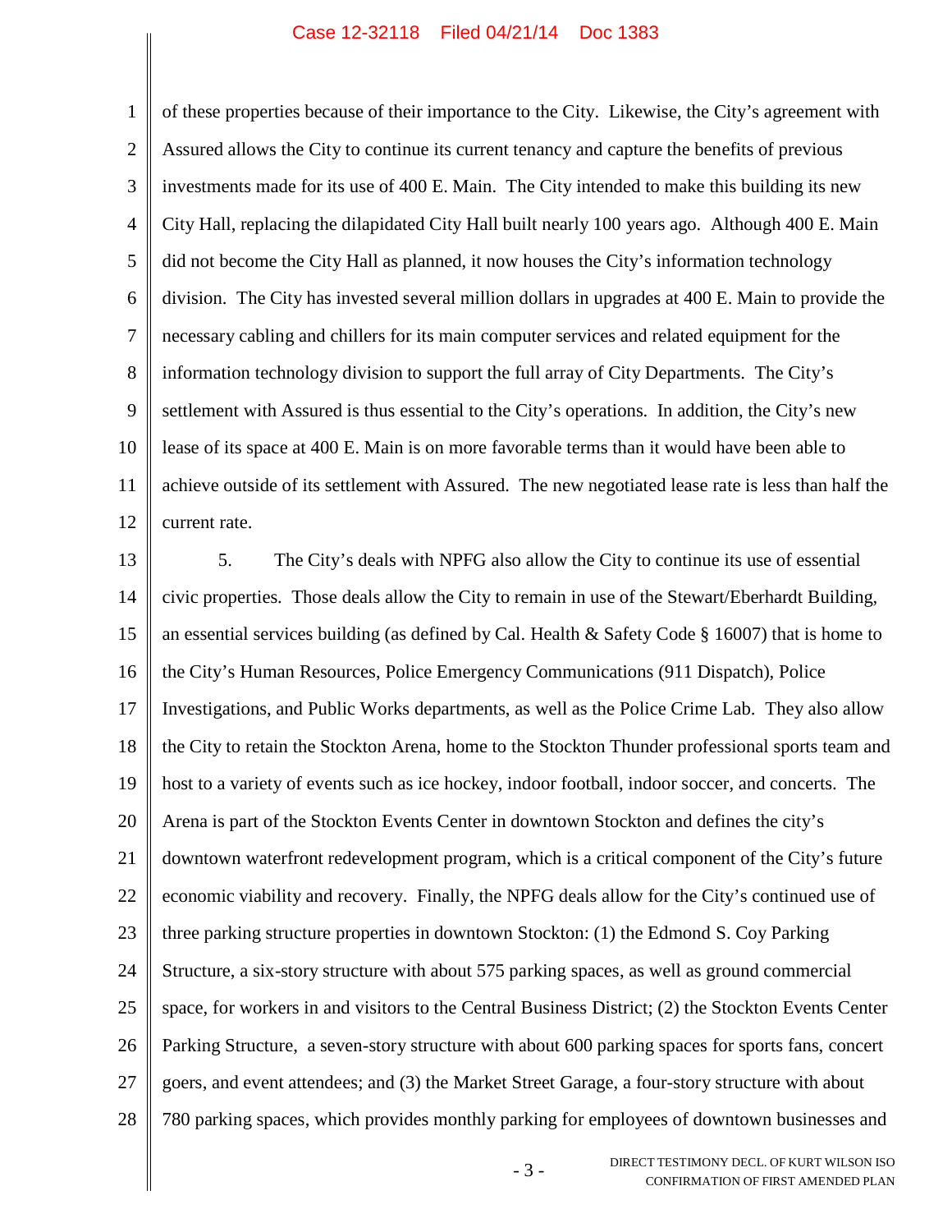of these properties because of their importance to the City. Likewise, the City's agreement with Assured allows the City to continue its current tenancy and capture the benefits of previous investments made for its use of 400 E. Main. The City intended to make this building its new City Hall, replacing the dilapidated City Hall built nearly 100 years ago. Although 400 E. Main did not become the City Hall as planned, it now houses the City's information technology division. The City has invested several million dollars in upgrades at 400 E. Main to provide the necessary cabling and chillers for its main computer services and related equipment for the information technology division to support the full array of City Departments. The City's settlement with Assured is thus essential to the City's operations. In addition, the City's new lease of its space at 400 E. Main is on more favorable terms than it would have been able to achieve outside of its settlement with Assured. The new negotiated lease rate is less than half the current rate.

5. The City's deals with NPFG also allow the City to continue its use of essential civic properties. Those deals allow the City to remain in use of the Stewart/Eberhardt Building, an essential services building (as defined by Cal. Health & Safety Code § 16007) that is home to the City's Human Resources, Police Emergency Communications (911 Dispatch), Police Investigations, and Public Works departments, as well as the Police Crime Lab. They also allow the City to retain the Stockton Arena, home to the Stockton Thunder professional sports team and host to a variety of events such as ice hockey, indoor football, indoor soccer, and concerts. The Arena is part of the Stockton Events Center in downtown Stockton and defines the city's downtown waterfront redevelopment program, which is a critical component of the City's future economic viability and recovery. Finally, the NPFG deals allow for the City's continued use of three parking structure properties in downtown Stockton: (1) the Edmond S. Coy Parking Structure, a six-story structure with about 575 parking spaces, as well as ground commercial space, for workers in and visitors to the Central Business District; (2) the Stockton Events Center Parking Structure, a seven-story structure with about 600 parking spaces for sports fans, concert goers, and event attendees; and (3) the Market Street Garage, a four-story structure with about 780 parking spaces, which provides monthly parking for employees of downtown businesses and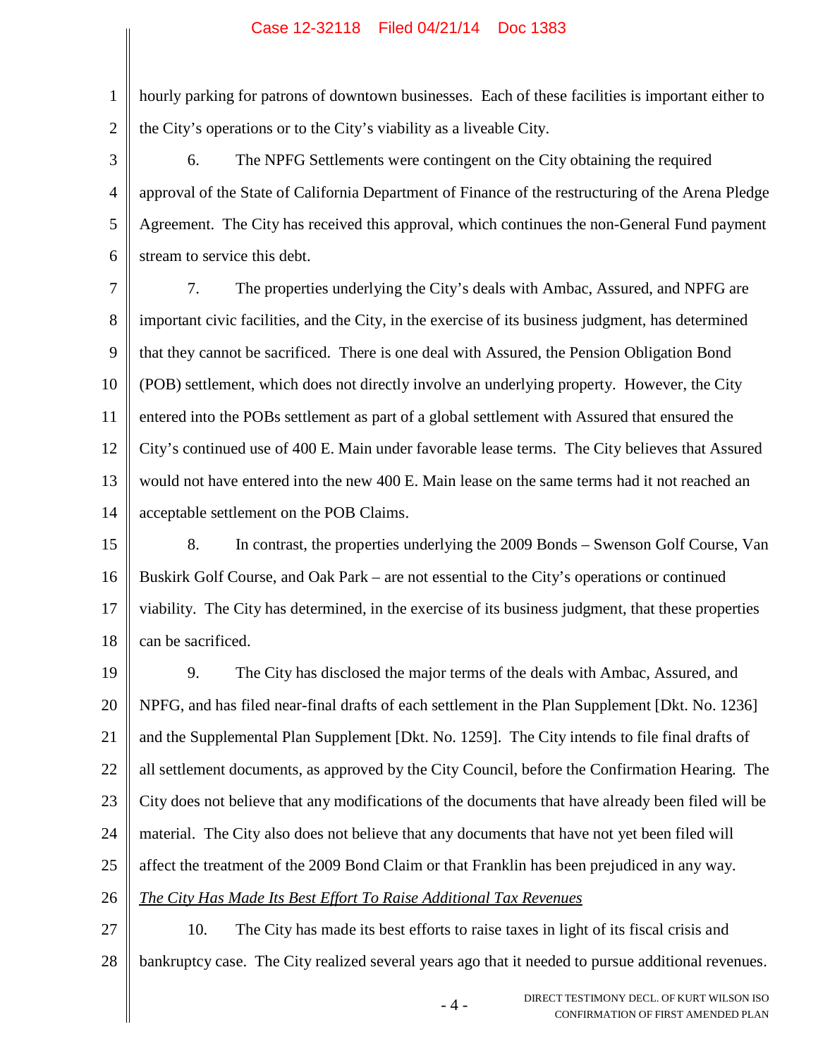hourly parking for patrons of downtown businesses. Each of these facilities is important either to the City's operations or to the City's viability as a liveable City.

6. The NPFG Settlements were contingent on the City obtaining the required approval of the State of California Department of Finance of the restructuring of the Arena Pledge Agreement. The City has received this approval, which continues the non-General Fund payment stream to service this debt.

7. The properties underlying the City's deals with Ambac, Assured, and NPFG are important civic facilities, and the City, in the exercise of its business judgment, has determined that they cannot be sacrificed. There is one deal with Assured, the Pension Obligation Bond (POB) settlement, which does not directly involve an underlying property. However, the City entered into the POBs settlement as part of a global settlement with Assured that ensured the City's continued use of 400 E. Main under favorable lease terms. The City believes that Assured would not have entered into the new 400 E. Main lease on the same terms had it not reached an acceptable settlement on the POB Claims.

8. In contrast, the properties underlying the 2009 Bonds – Swenson Golf Course, Van Buskirk Golf Course, and Oak Park – are not essential to the City's operations or continued viability. The City has determined, in the exercise of its business judgment, that these properties can be sacrificed.

9. The City has disclosed the major terms of the deals with Ambac, Assured, and NPFG, and has filed near-final drafts of each settlement in the Plan Supplement [Dkt. No. 1236] and the Supplemental Plan Supplement [Dkt. No. 1259]. The City intends to file final drafts of all settlement documents, as approved by the City Council, before the Confirmation Hearing. The City does not believe that any modifications of the documents that have already been filed will be material. The City also does not believe that any documents that have not yet been filed will affect the treatment of the 2009 Bond Claim or that Franklin has been prejudiced in any way.

*The City Has Made Its Best Effort To Raise Additional Tax Revenues*

10. The City has made its best efforts to raise taxes in light of its fiscal crisis and bankruptcy case. The City realized several years ago that it needed to pursue additional revenues.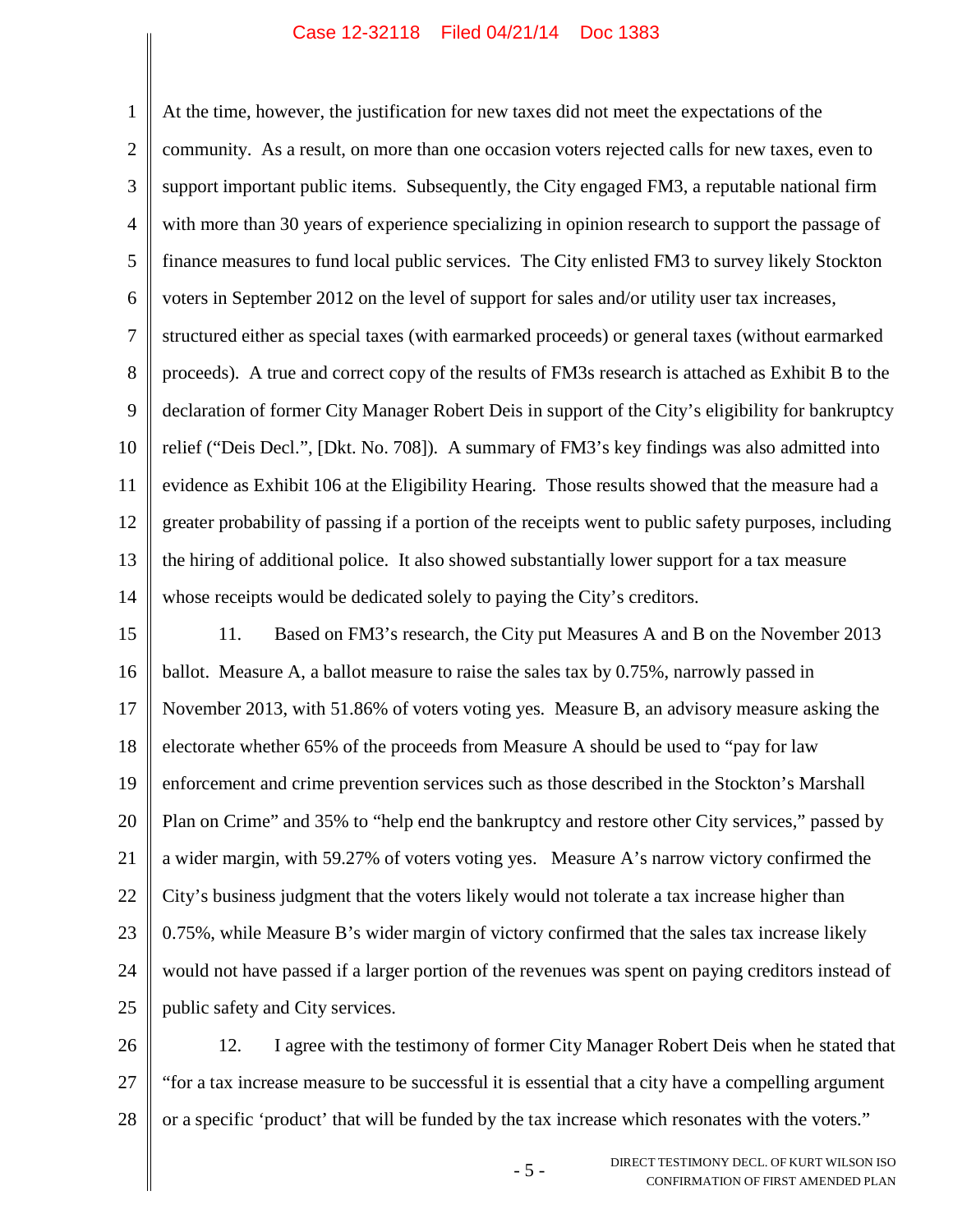At the time, however, the justification for new taxes did not meet the expectations of the community. As a result, on more than one occasion voters rejected calls for new taxes, even to support important public items. Subsequently, the City engaged FM3, a reputable national firm with more than 30 years of experience specializing in opinion research to support the passage of finance measures to fund local public services. The City enlisted FM3 to survey likely Stockton voters in September 2012 on the level of support for sales and/or utility user tax increases, structured either as special taxes (with earmarked proceeds) or general taxes (without earmarked proceeds). A true and correct copy of the results of FM3s research is attached as Exhibit B to the declaration of former City Manager Robert Deis in support of the City's eligibility for bankruptcy relief ("Deis Decl.", [Dkt. No. 708]). A summary of FM3's key findings was also admitted into evidence as Exhibit 106 at the Eligibility Hearing. Those results showed that the measure had a greater probability of passing if a portion of the receipts went to public safety purposes, including the hiring of additional police. It also showed substantially lower support for a tax measure whose receipts would be dedicated solely to paying the City's creditors.

11. Based on FM3's research, the City put Measures A and B on the November 2013 ballot. Measure A, a ballot measure to raise the sales tax by 0.75%, narrowly passed in November 2013, with 51.86% of voters voting yes. Measure B, an advisory measure asking the electorate whether 65% of the proceeds from Measure A should be used to "pay for law enforcement and crime prevention services such as those described in the Stockton's Marshall Plan on Crime" and 35% to "help end the bankruptcy and restore other City services," passed by a wider margin, with 59.27% of voters voting yes. Measure A's narrow victory confirmed the City's business judgment that the voters likely would not tolerate a tax increase higher than 0.75%, while Measure B's wider margin of victory confirmed that the sales tax increase likely would not have passed if a larger portion of the revenues was spent on paying creditors instead of public safety and City services.

12. I agree with the testimony of former City Manager Robert Deis when he stated that "for a tax increase measure to be successful it is essential that a city have a compelling argument or a specific 'product' that will be funded by the tax increase which resonates with the voters."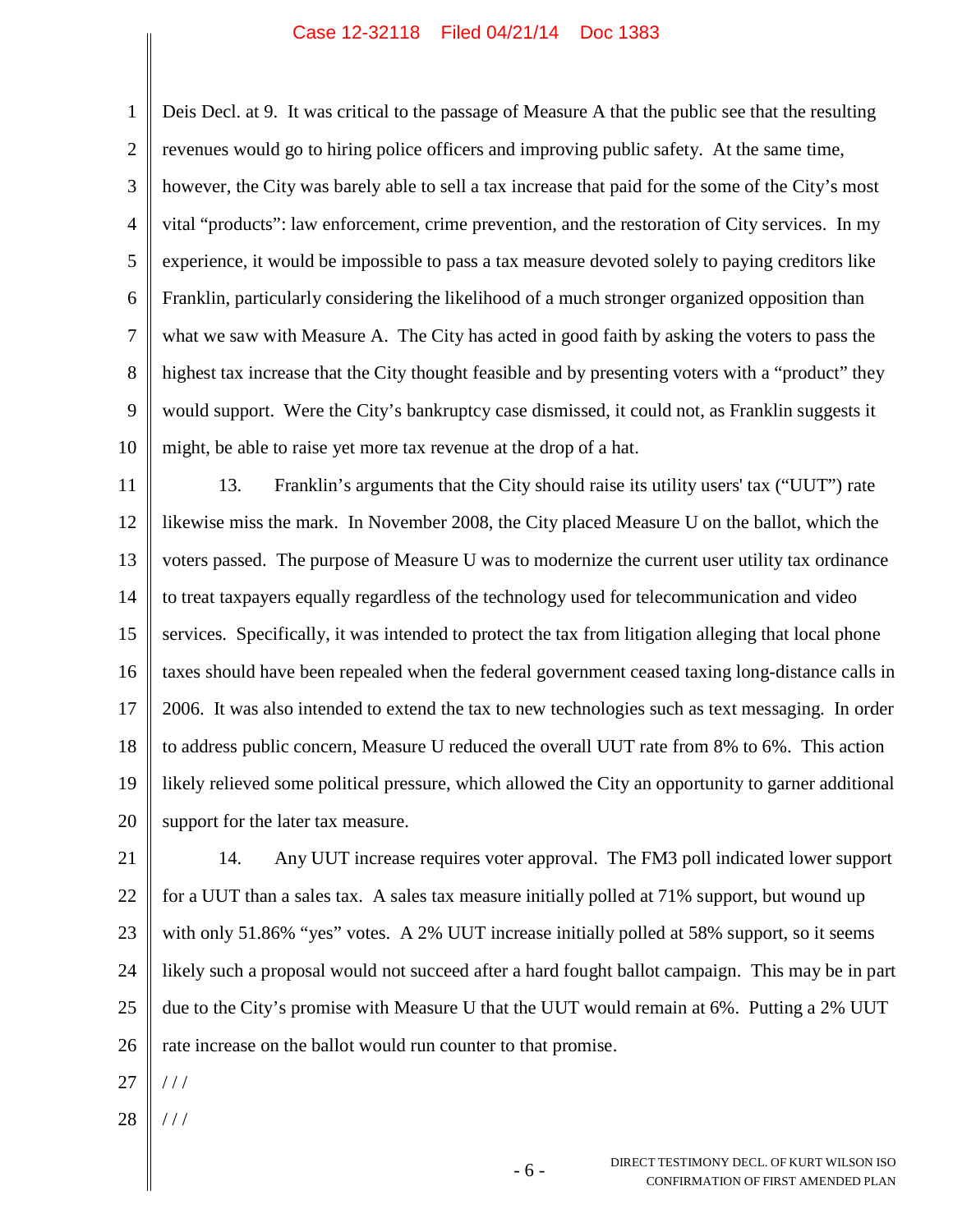Deis Decl. at 9. It was critical to the passage of Measure A that the public see that the resulting revenues would go to hiring police officers and improving public safety. At the same time, however, the City was barely able to sell a tax increase that paid for the some of the City's most vital "products": law enforcement, crime prevention, and the restoration of City services. In my experience, it would be impossible to pass a tax measure devoted solely to paying creditors like Franklin, particularly considering the likelihood of a much stronger organized opposition than what we saw with Measure A. The City has acted in good faith by asking the voters to pass the highest tax increase that the City thought feasible and by presenting voters with a "product" they would support. Were the City's bankruptcy case dismissed, it could not, as Franklin suggests it might, be able to raise yet more tax revenue at the drop of a hat.

13. Franklin's arguments that the City should raise its utility users' tax ("UUT") rate likewise miss the mark. In November 2008, the City placed Measure U on the ballot, which the voters passed. The purpose of Measure U was to modernize the current user utility tax ordinance to treat taxpayers equally regardless of the technology used for telecommunication and video services. Specifically, it was intended to protect the tax from litigation alleging that local phone taxes should have been repealed when the federal government ceased taxing long-distance calls in 2006. It was also intended to extend the tax to new technologies such as text messaging. In order to address public concern, Measure U reduced the overall UUT rate from 8% to 6%. This action likely relieved some political pressure, which allowed the City an opportunity to garner additional support for the later tax measure.

14. Any UUT increase requires voter approval. The FM3 poll indicated lower support for a UUT than a sales tax. A sales tax measure initially polled at 71% support, but wound up with only 51.86% "yes" votes. A 2% UUT increase initially polled at 58% support, so it seems likely such a proposal would not succeed after a hard fought ballot campaign. This may be in part due to the City's promise with Measure U that the UUT would remain at 6%. Putting a 2% UUT rate increase on the ballot would run counter to that promise.

/ / /

/ / /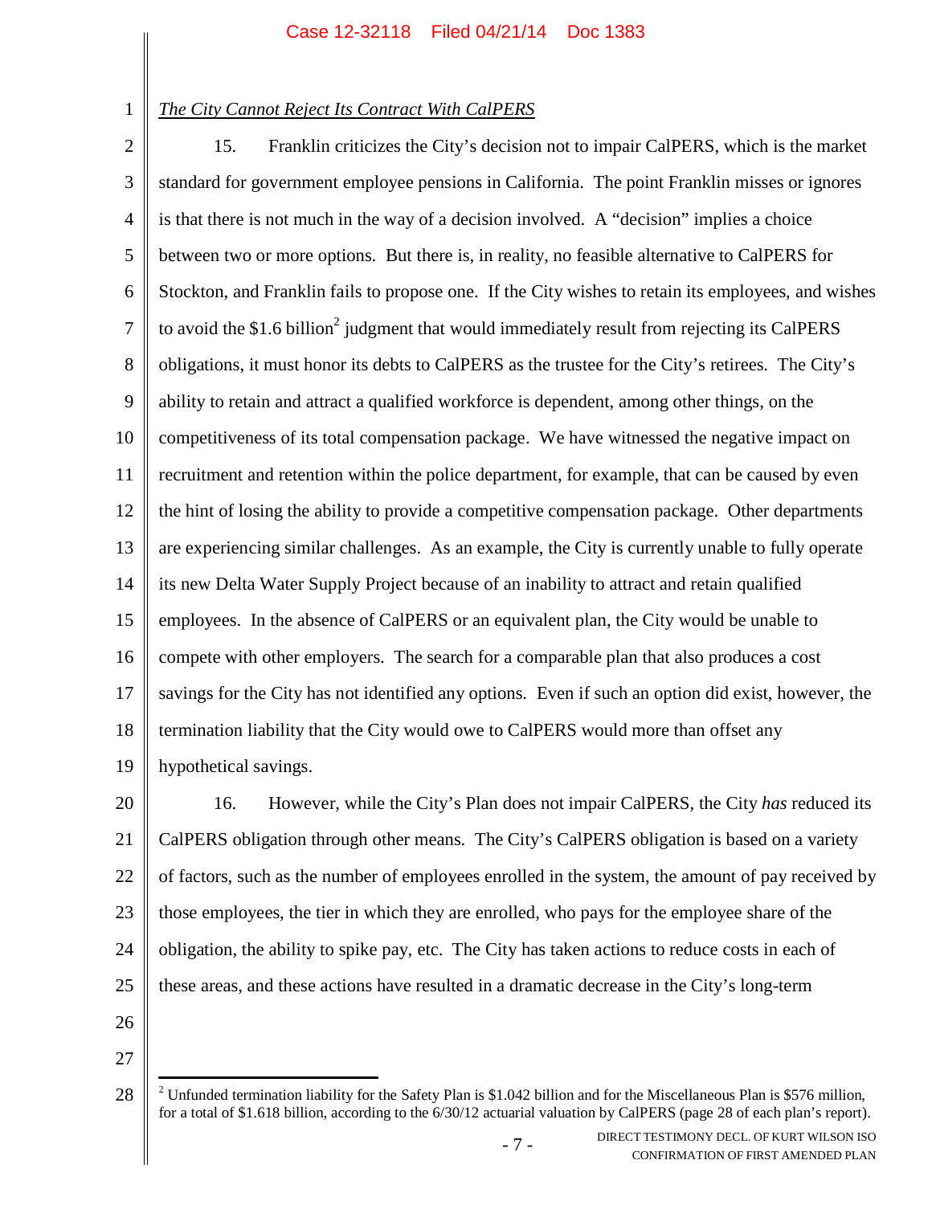*The City Cannot Reject Its Contract With CalPERS*

15. Franklin criticizes the City's decision not to impair CalPERS, which is the market standard for government employee pensions in California. The point Franklin misses or ignores is that there is not much in the way of a decision involved. A "decision" implies a choice between two or more options. But there is, in reality, no feasible alternative to CalPERS for Stockton, and Franklin fails to propose one. If the City wishes to retain its employees, and wishes to avoid the $1.6 billion[2] judgment that would immediately result from rejecting its CalPERS obligations, it must honor its debts to CalPERS as the trustee for the City's retirees. The City's ability to retain and attract a qualified workforce is dependent, among other things, on the competitiveness of its total compensation package. We have witnessed the negative impact on recruitment and retention within the police department, for example, that can be caused by even the hint of losing the ability to provide a competitive compensation package. Other departments are experiencing similar challenges. As an example, the City is currently unable to fully operate its new Delta Water Supply Project because of an inability to attract and retain qualified employees. In the absence of CalPERS or an equivalent plan, the City would be unable to compete with other employers. The search for a comparable plan that also produces a cost savings for the City has not identified any options. Even if such an option did exist, however, the termination liability that the City would owe to CalPERS would more than offset any hypothetical savings.

16. However, while the City's Plan does not impair CalPERS, the City *has* reduced its CalPERS obligation through other means. The City's CalPERS obligation is based on a variety of factors, such as the number of employees enrolled in the system, the amount of pay received by those employees, the tier in which they are enrolled, who pays for the employee share of the obligation, the ability to spike pay, etc. The City has taken actions to reduce costs in each of these areas, and these actions have resulted in a dramatic decrease in the City's long-term

[2] Unfunded termination liability for the Safety Plan is $1.042 billion and for the Miscellaneous Plan is $576 million, for a total of $1.618 billion, according to the 6/30/12 actuarial valuation by CalPERS (page 28 of each plan's report).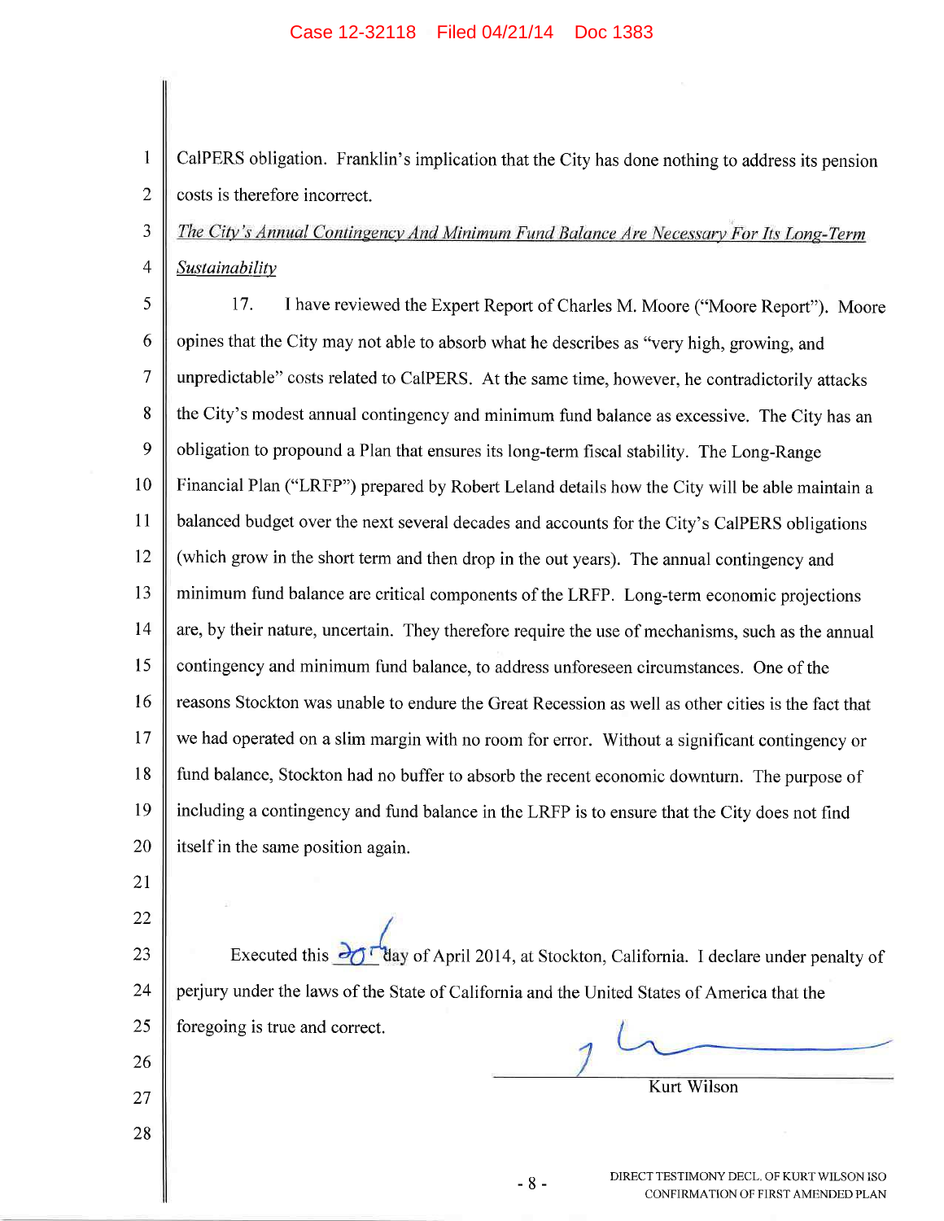CalPERS obligation. Franklin's implication that the City has done nothing to address its pension costs is therefore incorrect.

*__The City's Annual Contingency And Minimum Fund Balance Are Necessary For Its Long-Term Sustainability__*

17. I have reviewed the Expert Report of Charles M. Moore ("Moore Report"). Moore opines that the City may not able to absorb what he describes as "very high, growing, and unpredictable" costs related to CalPERS. At the same time, however, he contradictorily attacks the City's modest annual contingency and minimum fund balance as excessive. The City has an obligation to propound a Plan that ensures its long-term fiscal stability. The Long-Range Financial Plan ("LRFP") prepared by Robert Leland details how the City will be able maintain a balanced budget over the next several decades and accounts for the City's CalPERS obligations (which grow in the short term and then drop in the out years). The annual contingency and minimum fund balance are critical components of the LRFP. Long-term economic projections are, by their nature, uncertain. They therefore require the use of mechanisms, such as the annual contingency and minimum fund balance, to address unforeseen circumstances. One of the reasons Stockton was unable to endure the Great Recession as well as other cities is the fact that we had operated on a slim margin with no room for error. Without a significant contingency or fund balance, Stockton had no buffer to absorb the recent economic downturn. The purpose of including a contingency and fund balance in the LRFP is to ensure that the City does not find itself in the same position again.

Executed this 20th day of April 2014, at Stockton, California. I declare under penalty of perjury under the laws of the State of California and the United States of America that the foregoing is true and correct.

Kurt Wilson